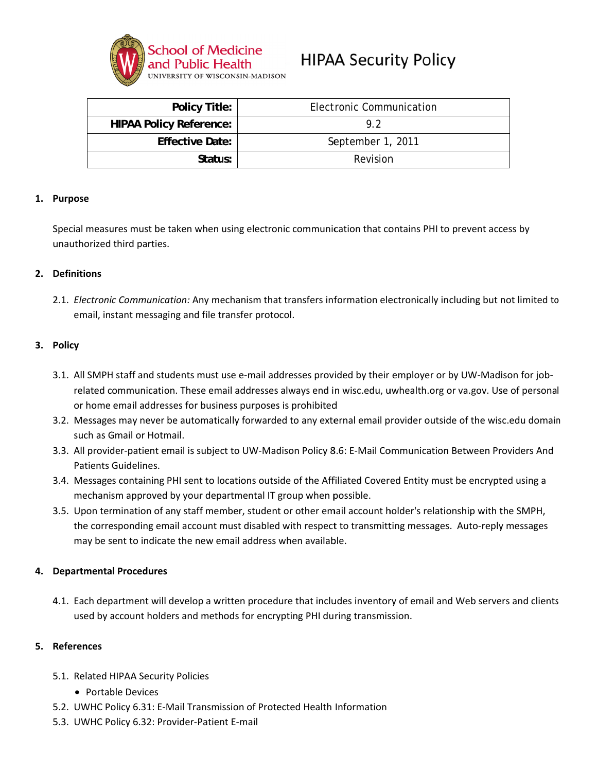School of Medicine and Public Health
UNIVERSITY OF WISCONSIN-MADISON

# HIPAA Security Policy

| | |
|---:|:---:|
| **Policy Title:** | Electronic Communication |
| **HIPAA Policy Reference:** | 9.2 |
| **Effective Date:** | September 1, 2011 |
| **Status:** | Revision |

## 1. Purpose

Special measures must be taken when using electronic communication that contains PHI to prevent access by unauthorized third parties.

## 2. Definitions

2.1. *Electronic Communication:* Any mechanism that transfers information electronically including but not limited to email, instant messaging and file transfer protocol.

## 3. Policy

3.1. All SMPH staff and students must use e-mail addresses provided by their employer or by UW-Madison for job-related communication. These email addresses always end in wisc.edu, uwhealth.org or va.gov. Use of personal or home email addresses for business purposes is prohibited

3.2. Messages may never be automatically forwarded to any external email provider outside of the wisc.edu domain such as Gmail or Hotmail.

3.3. All provider-patient email is subject to UW-Madison Policy 8.6: E-Mail Communication Between Providers And Patients Guidelines.

3.4. Messages containing PHI sent to locations outside of the Affiliated Covered Entity must be encrypted using a mechanism approved by your departmental IT group when possible.

3.5. Upon termination of any staff member, student or other email account holder's relationship with the SMPH, the corresponding email account must disabled with respect to transmitting messages. Auto-reply messages may be sent to indicate the new email address when available.

## 4. Departmental Procedures

4.1. Each department will develop a written procedure that includes inventory of email and Web servers and clients used by account holders and methods for encrypting PHI during transmission.

## 5. References

5.1. Related HIPAA Security Policies

- Portable Devices

5.2. UWHC Policy 6.31: E-Mail Transmission of Protected Health Information

5.3. UWHC Policy 6.32: Provider-Patient E-mail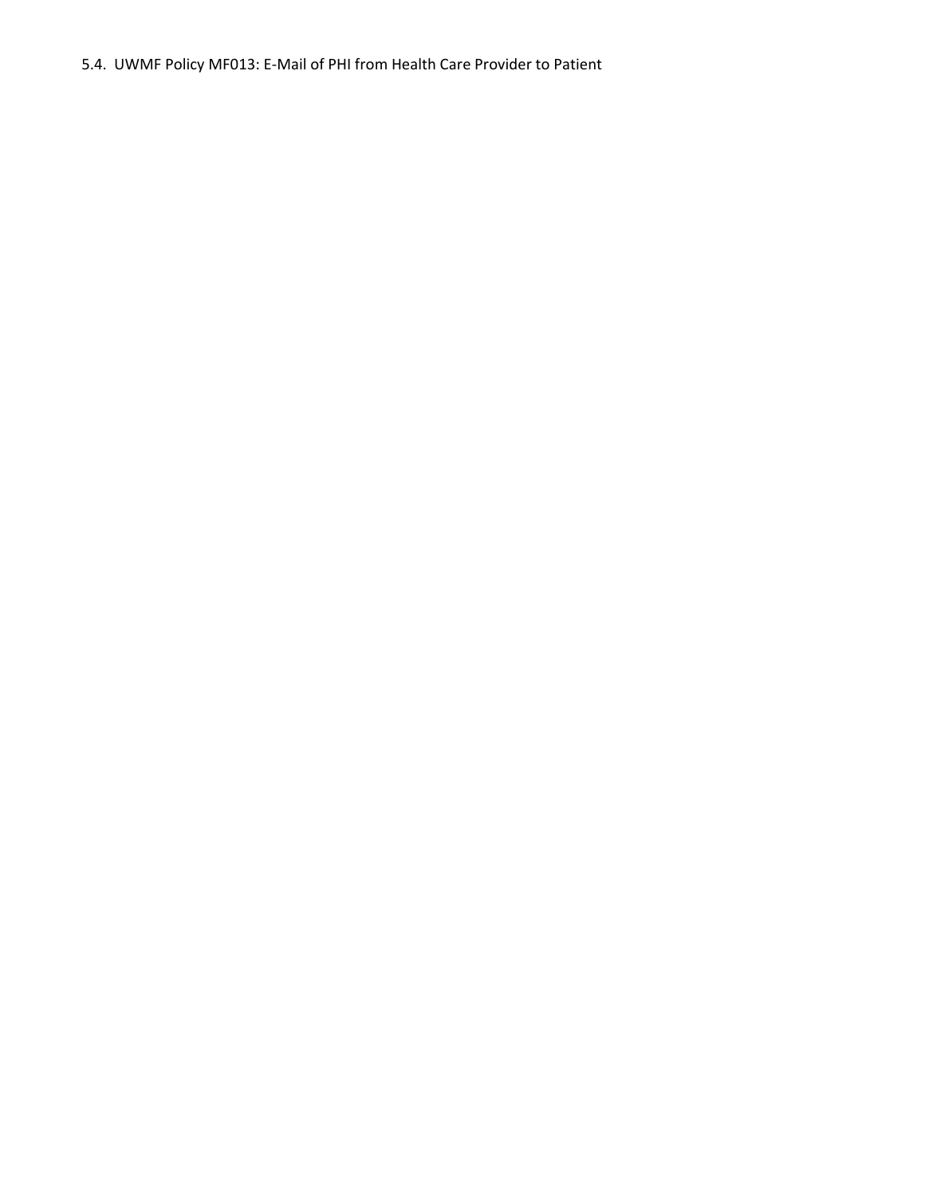5.4. UWMF Policy MF013: E-Mail of PHI from Health Care Provider to Patient